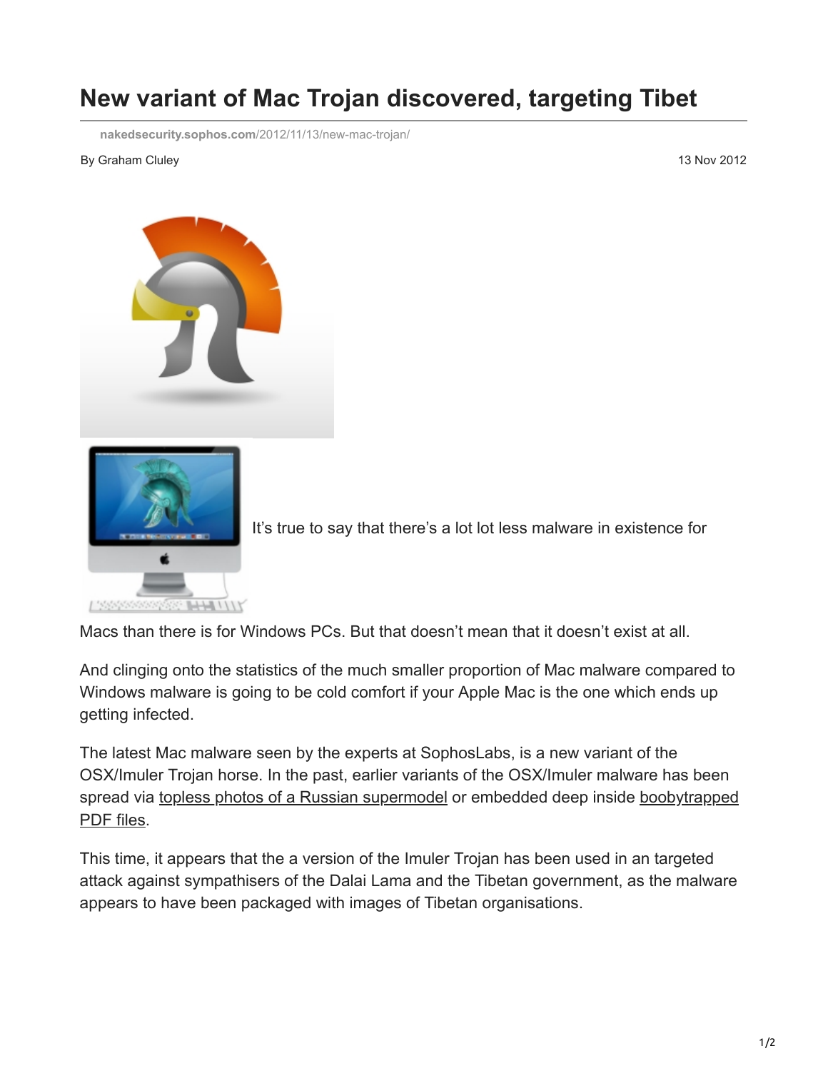# New variant of Mac Trojan discovered, targeting Tibet

nakedsecurity.sophos.com/2012/11/13/new-mac-trojan/

By Graham Cluley

13 Nov 2012

It's true to say that there's a lot lot less malware in existence for Macs than there is for Windows PCs. But that doesn't mean that it doesn't exist at all.

And clinging onto the statistics of the much smaller proportion of Mac malware compared to Windows malware is going to be cold comfort if your Apple Mac is the one which ends up getting infected.

The latest Mac malware seen by the experts at SophosLabs, is a new variant of the OSX/Imuler Trojan horse. In the past, earlier variants of the OSX/Imuler malware has been spread via topless photos of a Russian supermodel or embedded deep inside boobytrapped PDF files.

This time, it appears that the a version of the Imuler Trojan has been used in an targeted attack against sympathisers of the Dalai Lama and the Tibetan government, as the malware appears to have been packaged with images of Tibetan organisations.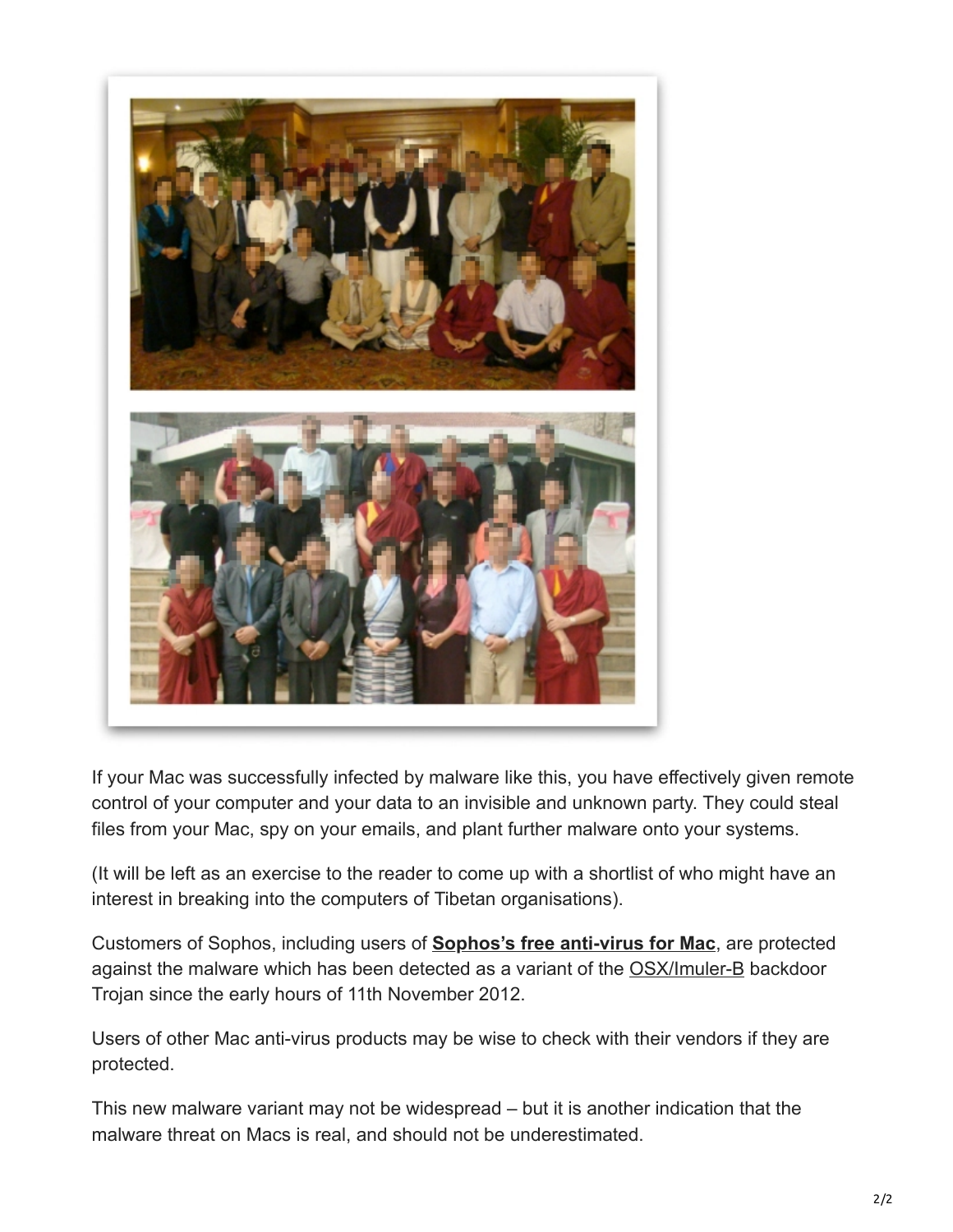If your Mac was successfully infected by malware like this, you have effectively given remote control of your computer and your data to an invisible and unknown party. They could steal files from your Mac, spy on your emails, and plant further malware onto your systems.

(It will be left as an exercise to the reader to come up with a shortlist of who might have an interest in breaking into the computers of Tibetan organisations).

Customers of Sophos, including users of **Sophos's free anti-virus for Mac**, are protected against the malware which has been detected as a variant of the OSX/Imuler-B backdoor Trojan since the early hours of 11th November 2012.

Users of other Mac anti-virus products may be wise to check with their vendors if they are protected.

This new malware variant may not be widespread – but it is another indication that the malware threat on Macs is real, and should not be underestimated.